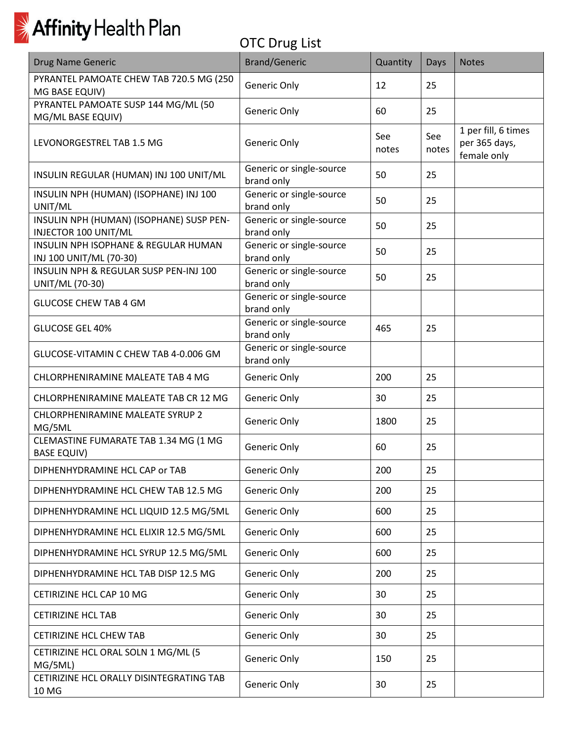# Affinity Health Plan

## OTC Drug List

| Drug Name Generic | Brand/Generic | Quantity | Days | Notes |
|---|---|---|---|---|
| PYRANTEL PAMOATE CHEW TAB 720.5 MG (250 MG BASE EQUIV) | Generic Only | 12 | 25 | |
| PYRANTEL PAMOATE SUSP 144 MG/ML (50 MG/ML BASE EQUIV) | Generic Only | 60 | 25 | |
| LEVONORGESTREL TAB 1.5 MG | Generic Only | See notes | See notes | 1 per fill, 6 times per 365 days, female only |
| INSULIN REGULAR (HUMAN) INJ 100 UNIT/ML | Generic or single-source brand only | 50 | 25 | |
| INSULIN NPH (HUMAN) (ISOPHANE) INJ 100 UNIT/ML | Generic or single-source brand only | 50 | 25 | |
| INSULIN NPH (HUMAN) (ISOPHANE) SUSP PEN-INJECTOR 100 UNIT/ML | Generic or single-source brand only | 50 | 25 | |
| INSULIN NPH ISOPHANE & REGULAR HUMAN INJ 100 UNIT/ML (70-30) | Generic or single-source brand only | 50 | 25 | |
| INSULIN NPH & REGULAR SUSP PEN-INJ 100 UNIT/ML (70-30) | Generic or single-source brand only | 50 | 25 | |
| GLUCOSE CHEW TAB 4 GM | Generic or single-source brand only | | | |
| GLUCOSE GEL 40% | Generic or single-source brand only | 465 | 25 | |
| GLUCOSE-VITAMIN C CHEW TAB 4-0.006 GM | Generic or single-source brand only | | | |
| CHLORPHENIRAMINE MALEATE TAB 4 MG | Generic Only | 200 | 25 | |
| CHLORPHENIRAMINE MALEATE TAB CR 12 MG | Generic Only | 30 | 25 | |
| CHLORPHENIRAMINE MALEATE SYRUP 2 MG/5ML | Generic Only | 1800 | 25 | |
| CLEMASTINE FUMARATE TAB 1.34 MG (1 MG BASE EQUIV) | Generic Only | 60 | 25 | |
| DIPHENHYDRAMINE HCL CAP or TAB | Generic Only | 200 | 25 | |
| DIPHENHYDRAMINE HCL CHEW TAB 12.5 MG | Generic Only | 200 | 25 | |
| DIPHENHYDRAMINE HCL LIQUID 12.5 MG/5ML | Generic Only | 600 | 25 | |
| DIPHENHYDRAMINE HCL ELIXIR 12.5 MG/5ML | Generic Only | 600 | 25 | |
| DIPHENHYDRAMINE HCL SYRUP 12.5 MG/5ML | Generic Only | 600 | 25 | |
| DIPHENHYDRAMINE HCL TAB DISP 12.5 MG | Generic Only | 200 | 25 | |
| CETIRIZINE HCL CAP 10 MG | Generic Only | 30 | 25 | |
| CETIRIZINE HCL TAB | Generic Only | 30 | 25 | |
| CETIRIZINE HCL CHEW TAB | Generic Only | 30 | 25 | |
| CETIRIZINE HCL ORAL SOLN 1 MG/ML (5 MG/5ML) | Generic Only | 150 | 25 | |
| CETIRIZINE HCL ORALLY DISINTEGRATING TAB 10 MG | Generic Only | 30 | 25 | |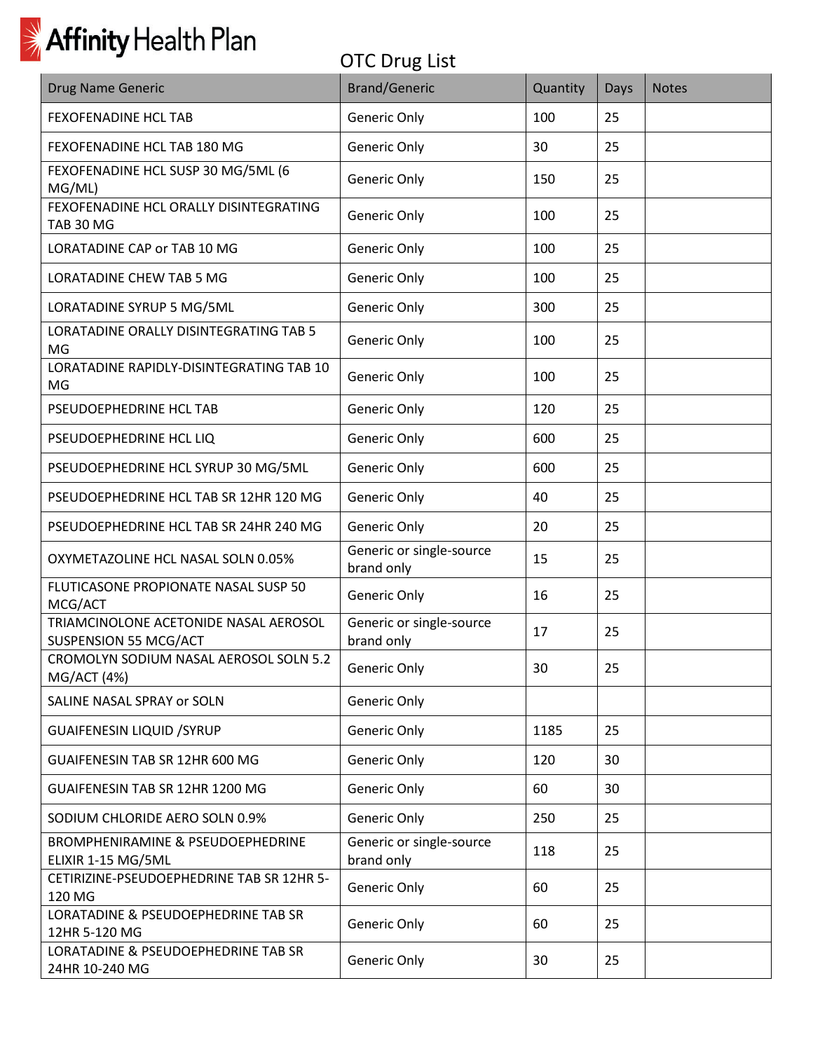# Affinity Health Plan

## OTC Drug List

| Drug Name Generic | Brand/Generic | Quantity | Days | Notes |
|---|---|---|---|---|
| FEXOFENADINE HCL TAB | Generic Only | 100 | 25 | |
| FEXOFENADINE HCL TAB 180 MG | Generic Only | 30 | 25 | |
| FEXOFENADINE HCL SUSP 30 MG/5ML (6 MG/ML) | Generic Only | 150 | 25 | |
| FEXOFENADINE HCL ORALLY DISINTEGRATING TAB 30 MG | Generic Only | 100 | 25 | |
| LORATADINE CAP or TAB 10 MG | Generic Only | 100 | 25 | |
| LORATADINE CHEW TAB 5 MG | Generic Only | 100 | 25 | |
| LORATADINE SYRUP 5 MG/5ML | Generic Only | 300 | 25 | |
| LORATADINE ORALLY DISINTEGRATING TAB 5 MG | Generic Only | 100 | 25 | |
| LORATADINE RAPIDLY-DISINTEGRATING TAB 10 MG | Generic Only | 100 | 25 | |
| PSEUDOEPHEDRINE HCL TAB | Generic Only | 120 | 25 | |
| PSEUDOEPHEDRINE HCL LIQ | Generic Only | 600 | 25 | |
| PSEUDOEPHEDRINE HCL SYRUP 30 MG/5ML | Generic Only | 600 | 25 | |
| PSEUDOEPHEDRINE HCL TAB SR 12HR 120 MG | Generic Only | 40 | 25 | |
| PSEUDOEPHEDRINE HCL TAB SR 24HR 240 MG | Generic Only | 20 | 25 | |
| OXYMETAZOLINE HCL NASAL SOLN 0.05% | Generic or single-source brand only | 15 | 25 | |
| FLUTICASONE PROPIONATE NASAL SUSP 50 MCG/ACT | Generic Only | 16 | 25 | |
| TRIAMCINOLONE ACETONIDE NASAL AEROSOL SUSPENSION 55 MCG/ACT | Generic or single-source brand only | 17 | 25 | |
| CROMOLYN SODIUM NASAL AEROSOL SOLN 5.2 MG/ACT (4%) | Generic Only | 30 | 25 | |
| SALINE NASAL SPRAY or SOLN | Generic Only | | | |
| GUAIFENESIN LIQUID /SYRUP | Generic Only | 1185 | 25 | |
| GUAIFENESIN TAB SR 12HR 600 MG | Generic Only | 120 | 30 | |
| GUAIFENESIN TAB SR 12HR 1200 MG | Generic Only | 60 | 30 | |
| SODIUM CHLORIDE AERO SOLN 0.9% | Generic Only | 250 | 25 | |
| BROMPHENIRAMINE & PSEUDOEPHEDRINE ELIXIR 1-15 MG/5ML | Generic or single-source brand only | 118 | 25 | |
| CETIRIZINE-PSEUDOEPHEDRINE TAB SR 12HR 5-120 MG | Generic Only | 60 | 25 | |
| LORATADINE & PSEUDOEPHEDRINE TAB SR 12HR 5-120 MG | Generic Only | 60 | 25 | |
| LORATADINE & PSEUDOEPHEDRINE TAB SR 24HR 10-240 MG | Generic Only | 30 | 25 | |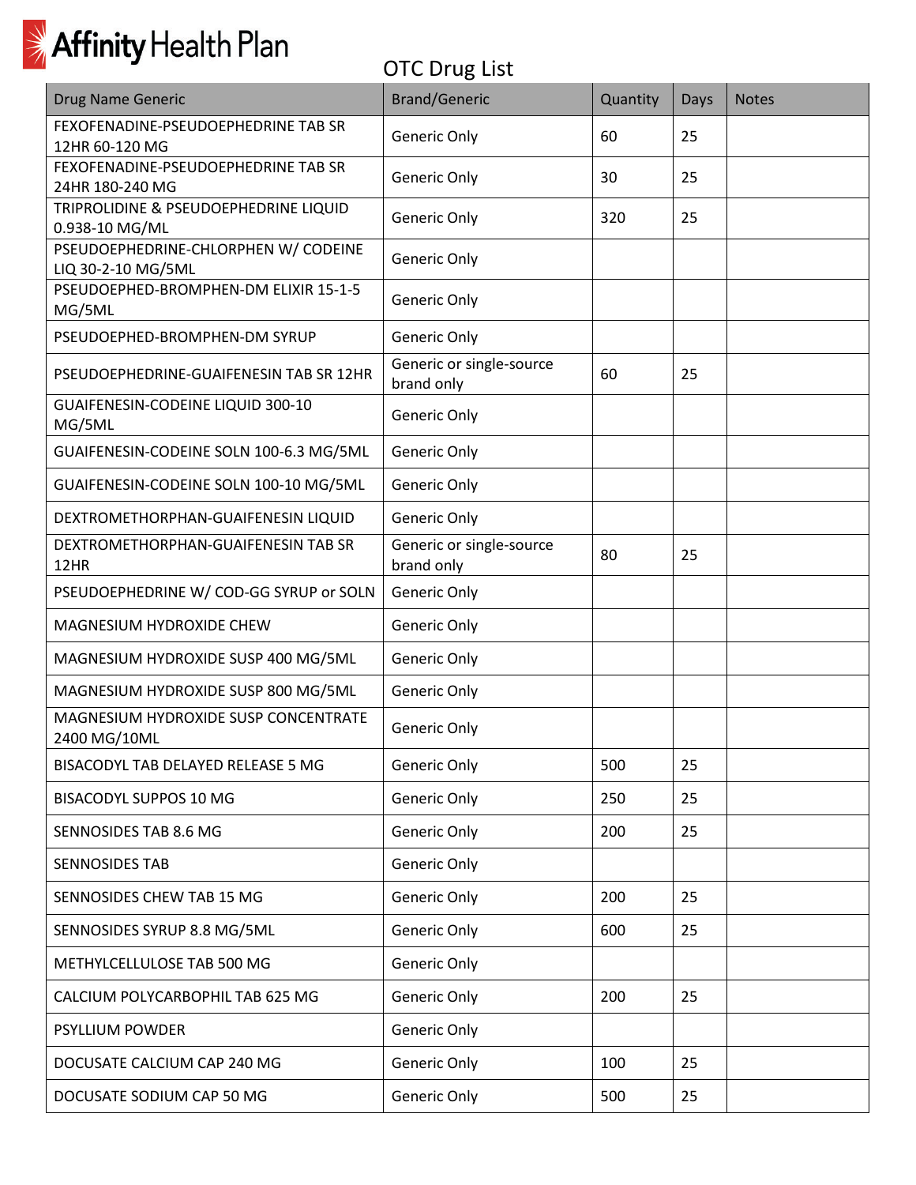Affinity Health Plan

# OTC Drug List

| Drug Name Generic | Brand/Generic | Quantity | Days | Notes |
|---|---|---|---|---|
| FEXOFENADINE-PSEUDOEPHEDRINE TAB SR 12HR 60-120 MG | Generic Only | 60 | 25 | |
| FEXOFENADINE-PSEUDOEPHEDRINE TAB SR 24HR 180-240 MG | Generic Only | 30 | 25 | |
| TRIPROLIDINE & PSEUDOEPHEDRINE LIQUID 0.938-10 MG/ML | Generic Only | 320 | 25 | |
| PSEUDOEPHEDRINE-CHLORPHEN W/ CODEINE LIQ 30-2-10 MG/5ML | Generic Only | | | |
| PSEUDOEPHED-BROMPHEN-DM ELIXIR 15-1-5 MG/5ML | Generic Only | | | |
| PSEUDOEPHED-BROMPHEN-DM SYRUP | Generic Only | | | |
| PSEUDOEPHEDRINE-GUAIFENESIN TAB SR 12HR | Generic or single-source brand only | 60 | 25 | |
| GUAIFENESIN-CODEINE LIQUID 300-10 MG/5ML | Generic Only | | | |
| GUAIFENESIN-CODEINE SOLN 100-6.3 MG/5ML | Generic Only | | | |
| GUAIFENESIN-CODEINE SOLN 100-10 MG/5ML | Generic Only | | | |
| DEXTROMETHORPHAN-GUAIFENESIN LIQUID | Generic Only | | | |
| DEXTROMETHORPHAN-GUAIFENESIN TAB SR 12HR | Generic or single-source brand only | 80 | 25 | |
| PSEUDOEPHEDRINE W/ COD-GG SYRUP or SOLN | Generic Only | | | |
| MAGNESIUM HYDROXIDE CHEW | Generic Only | | | |
| MAGNESIUM HYDROXIDE SUSP 400 MG/5ML | Generic Only | | | |
| MAGNESIUM HYDROXIDE SUSP 800 MG/5ML | Generic Only | | | |
| MAGNESIUM HYDROXIDE SUSP CONCENTRATE 2400 MG/10ML | Generic Only | | | |
| BISACODYL TAB DELAYED RELEASE 5 MG | Generic Only | 500 | 25 | |
| BISACODYL SUPPOS 10 MG | Generic Only | 250 | 25 | |
| SENNOSIDES TAB 8.6 MG | Generic Only | 200 | 25 | |
| SENNOSIDES TAB | Generic Only | | | |
| SENNOSIDES CHEW TAB 15 MG | Generic Only | 200 | 25 | |
| SENNOSIDES SYRUP 8.8 MG/5ML | Generic Only | 600 | 25 | |
| METHYLCELLULOSE TAB 500 MG | Generic Only | | | |
| CALCIUM POLYCARBOPHIL TAB 625 MG | Generic Only | 200 | 25 | |
| PSYLLIUM POWDER | Generic Only | | | |
| DOCUSATE CALCIUM CAP 240 MG | Generic Only | 100 | 25 | |
| DOCUSATE SODIUM CAP 50 MG | Generic Only | 500 | 25 | |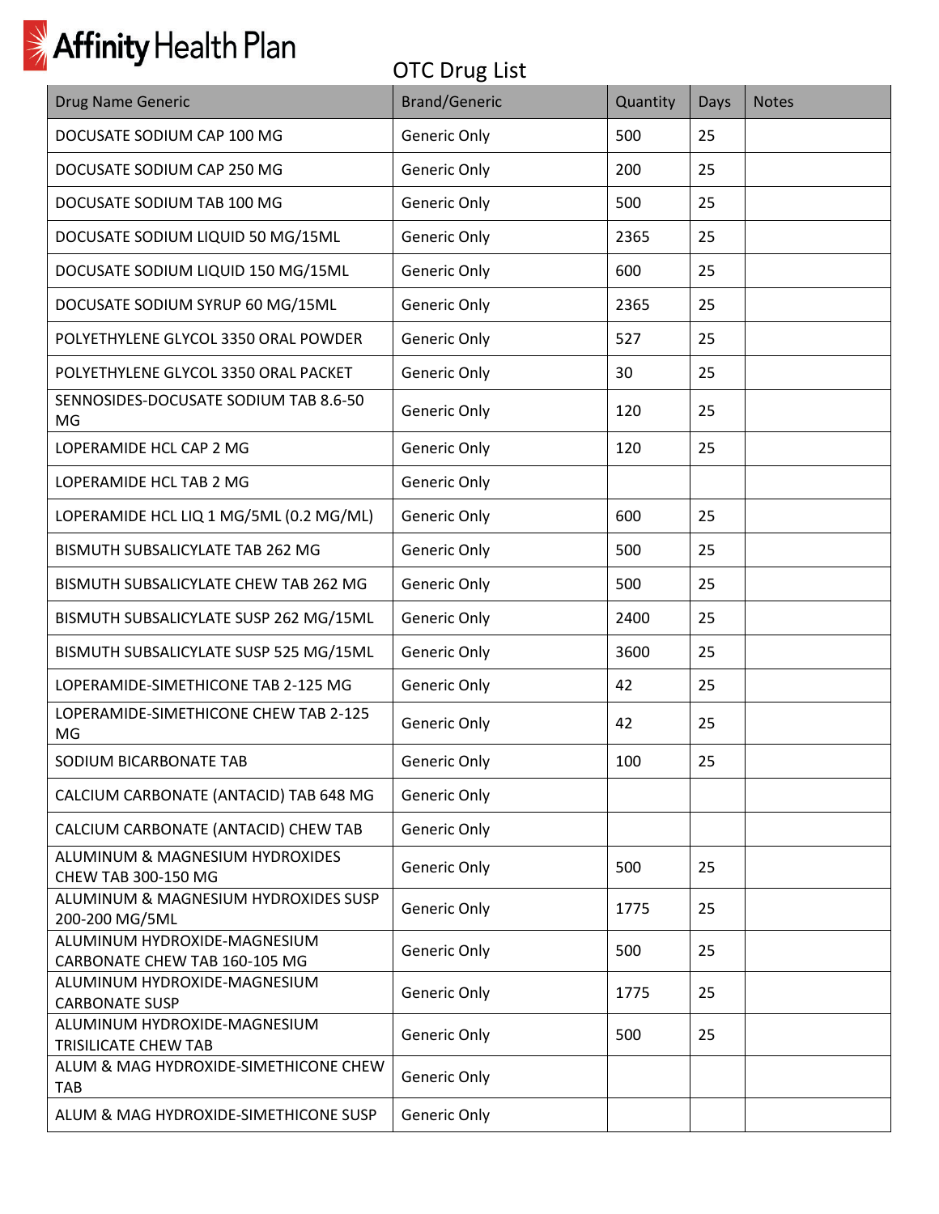Affinity Health Plan

# OTC Drug List

| Drug Name Generic | Brand/Generic | Quantity | Days | Notes |
|---|---|---|---|---|
| DOCUSATE SODIUM CAP 100 MG | Generic Only | 500 | 25 | |
| DOCUSATE SODIUM CAP 250 MG | Generic Only | 200 | 25 | |
| DOCUSATE SODIUM TAB 100 MG | Generic Only | 500 | 25 | |
| DOCUSATE SODIUM LIQUID 50 MG/15ML | Generic Only | 2365 | 25 | |
| DOCUSATE SODIUM LIQUID 150 MG/15ML | Generic Only | 600 | 25 | |
| DOCUSATE SODIUM SYRUP 60 MG/15ML | Generic Only | 2365 | 25 | |
| POLYETHYLENE GLYCOL 3350 ORAL POWDER | Generic Only | 527 | 25 | |
| POLYETHYLENE GLYCOL 3350 ORAL PACKET | Generic Only | 30 | 25 | |
| SENNOSIDES-DOCUSATE SODIUM TAB 8.6-50 MG | Generic Only | 120 | 25 | |
| LOPERAMIDE HCL CAP 2 MG | Generic Only | 120 | 25 | |
| LOPERAMIDE HCL TAB 2 MG | Generic Only | | | |
| LOPERAMIDE HCL LIQ 1 MG/5ML (0.2 MG/ML) | Generic Only | 600 | 25 | |
| BISMUTH SUBSALICYLATE TAB 262 MG | Generic Only | 500 | 25 | |
| BISMUTH SUBSALICYLATE CHEW TAB 262 MG | Generic Only | 500 | 25 | |
| BISMUTH SUBSALICYLATE SUSP 262 MG/15ML | Generic Only | 2400 | 25 | |
| BISMUTH SUBSALICYLATE SUSP 525 MG/15ML | Generic Only | 3600 | 25 | |
| LOPERAMIDE-SIMETHICONE TAB 2-125 MG | Generic Only | 42 | 25 | |
| LOPERAMIDE-SIMETHICONE CHEW TAB 2-125 MG | Generic Only | 42 | 25 | |
| SODIUM BICARBONATE TAB | Generic Only | 100 | 25 | |
| CALCIUM CARBONATE (ANTACID) TAB 648 MG | Generic Only | | | |
| CALCIUM CARBONATE (ANTACID) CHEW TAB | Generic Only | | | |
| ALUMINUM & MAGNESIUM HYDROXIDES CHEW TAB 300-150 MG | Generic Only | 500 | 25 | |
| ALUMINUM & MAGNESIUM HYDROXIDES SUSP 200-200 MG/5ML | Generic Only | 1775 | 25 | |
| ALUMINUM HYDROXIDE-MAGNESIUM CARBONATE CHEW TAB 160-105 MG | Generic Only | 500 | 25 | |
| ALUMINUM HYDROXIDE-MAGNESIUM CARBONATE SUSP | Generic Only | 1775 | 25 | |
| ALUMINUM HYDROXIDE-MAGNESIUM TRISILICATE CHEW TAB | Generic Only | 500 | 25 | |
| ALUM & MAG HYDROXIDE-SIMETHICONE CHEW TAB | Generic Only | | | |
| ALUM & MAG HYDROXIDE-SIMETHICONE SUSP | Generic Only | | | |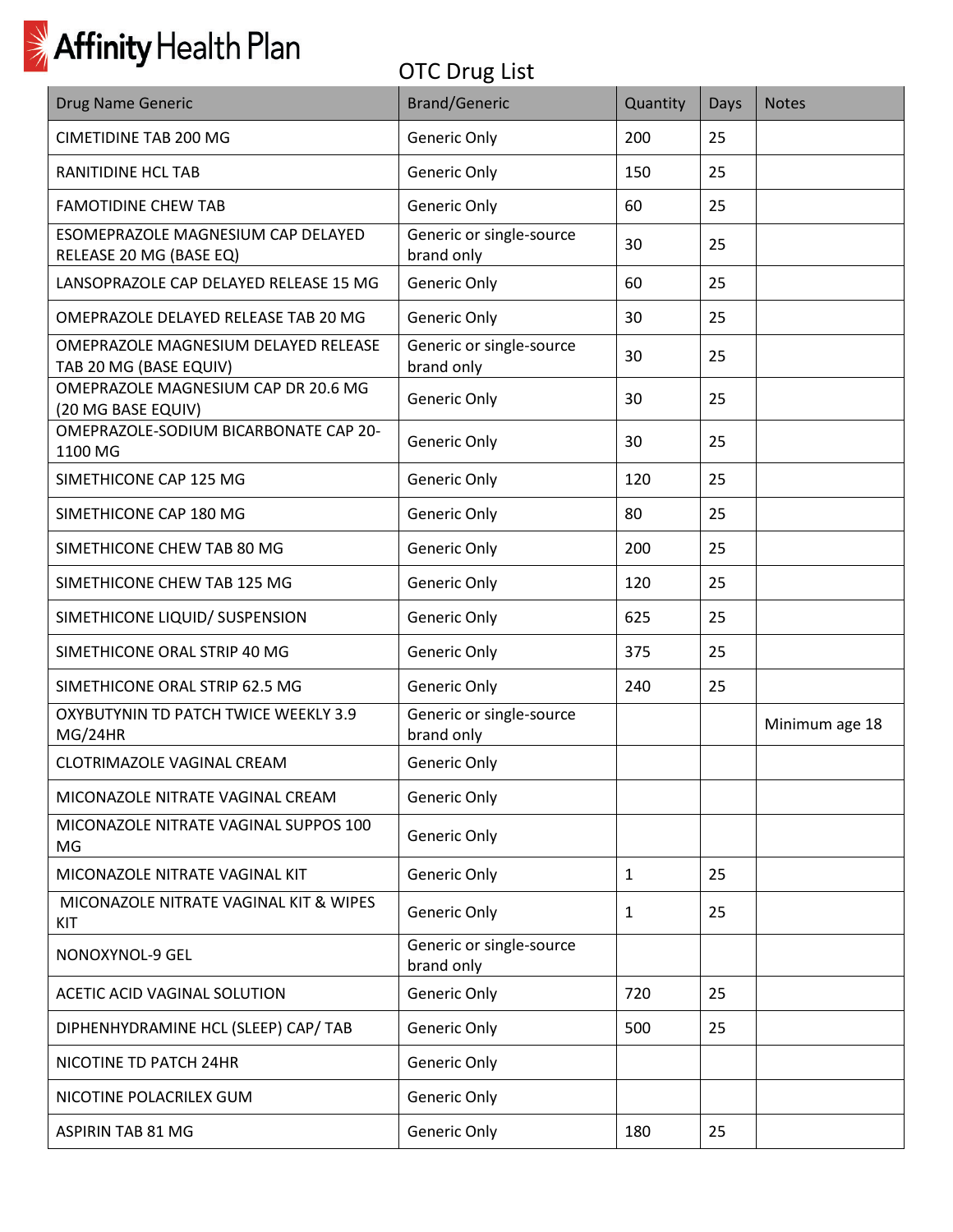Affinity Health Plan

# OTC Drug List

| Drug Name Generic | Brand/Generic | Quantity | Days | Notes |
|---|---|---|---|---|
| CIMETIDINE TAB 200 MG | Generic Only | 200 | 25 | |
| RANITIDINE HCL TAB | Generic Only | 150 | 25 | |
| FAMOTIDINE CHEW TAB | Generic Only | 60 | 25 | |
| ESOMEPRAZOLE MAGNESIUM CAP DELAYED RELEASE 20 MG (BASE EQ) | Generic or single-source brand only | 30 | 25 | |
| LANSOPRAZOLE CAP DELAYED RELEASE 15 MG | Generic Only | 60 | 25 | |
| OMEPRAZOLE DELAYED RELEASE TAB 20 MG | Generic Only | 30 | 25 | |
| OMEPRAZOLE MAGNESIUM DELAYED RELEASE TAB 20 MG (BASE EQUIV) | Generic or single-source brand only | 30 | 25 | |
| OMEPRAZOLE MAGNESIUM CAP DR 20.6 MG (20 MG BASE EQUIV) | Generic Only | 30 | 25 | |
| OMEPRAZOLE-SODIUM BICARBONATE CAP 20-1100 MG | Generic Only | 30 | 25 | |
| SIMETHICONE CAP 125 MG | Generic Only | 120 | 25 | |
| SIMETHICONE CAP 180 MG | Generic Only | 80 | 25 | |
| SIMETHICONE CHEW TAB 80 MG | Generic Only | 200 | 25 | |
| SIMETHICONE CHEW TAB 125 MG | Generic Only | 120 | 25 | |
| SIMETHICONE LIQUID/ SUSPENSION | Generic Only | 625 | 25 | |
| SIMETHICONE ORAL STRIP 40 MG | Generic Only | 375 | 25 | |
| SIMETHICONE ORAL STRIP 62.5 MG | Generic Only | 240 | 25 | |
| OXYBUTYNIN TD PATCH TWICE WEEKLY 3.9 MG/24HR | Generic or single-source brand only | | | Minimum age 18 |
| CLOTRIMAZOLE VAGINAL CREAM | Generic Only | | | |
| MICONAZOLE NITRATE VAGINAL CREAM | Generic Only | | | |
| MICONAZOLE NITRATE VAGINAL SUPPOS 100 MG | Generic Only | | | |
| MICONAZOLE NITRATE VAGINAL KIT | Generic Only | 1 | 25 | |
| MICONAZOLE NITRATE VAGINAL KIT & WIPES KIT | Generic Only | 1 | 25 | |
| NONOXYNOL-9 GEL | Generic or single-source brand only | | | |
| ACETIC ACID VAGINAL SOLUTION | Generic Only | 720 | 25 | |
| DIPHENHYDRAMINE HCL (SLEEP) CAP/ TAB | Generic Only | 500 | 25 | |
| NICOTINE TD PATCH 24HR | Generic Only | | | |
| NICOTINE POLACRILEX GUM | Generic Only | | | |
| ASPIRIN TAB 81 MG | Generic Only | 180 | 25 | |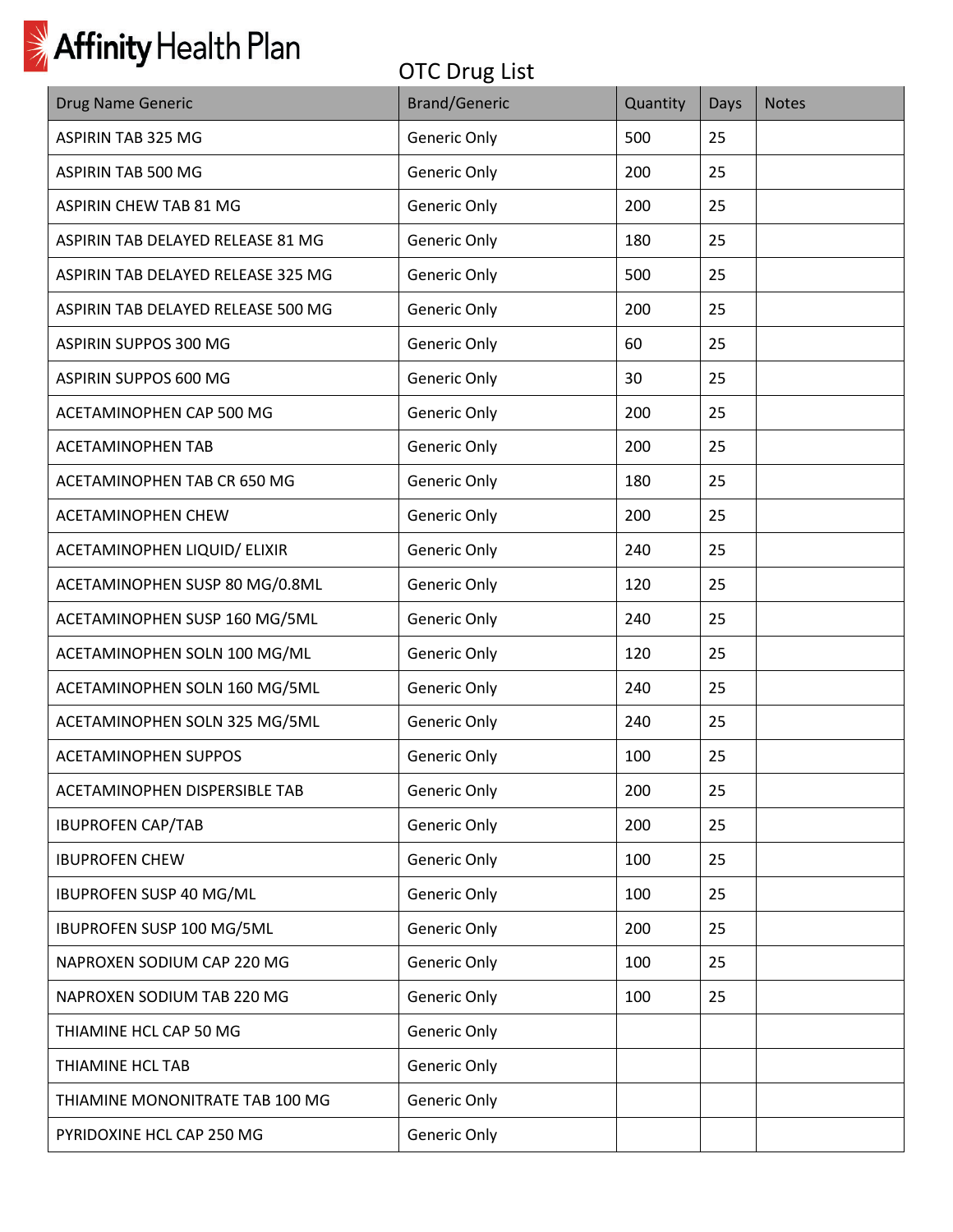Affinity Health Plan

# OTC Drug List

| Drug Name Generic | Brand/Generic | Quantity | Days | Notes |
|---|---|---|---|---|
| ASPIRIN TAB 325 MG | Generic Only | 500 | 25 | |
| ASPIRIN TAB 500 MG | Generic Only | 200 | 25 | |
| ASPIRIN CHEW TAB 81 MG | Generic Only | 200 | 25 | |
| ASPIRIN TAB DELAYED RELEASE 81 MG | Generic Only | 180 | 25 | |
| ASPIRIN TAB DELAYED RELEASE 325 MG | Generic Only | 500 | 25 | |
| ASPIRIN TAB DELAYED RELEASE 500 MG | Generic Only | 200 | 25 | |
| ASPIRIN SUPPOS 300 MG | Generic Only | 60 | 25 | |
| ASPIRIN SUPPOS 600 MG | Generic Only | 30 | 25 | |
| ACETAMINOPHEN CAP 500 MG | Generic Only | 200 | 25 | |
| ACETAMINOPHEN TAB | Generic Only | 200 | 25 | |
| ACETAMINOPHEN TAB CR 650 MG | Generic Only | 180 | 25 | |
| ACETAMINOPHEN CHEW | Generic Only | 200 | 25 | |
| ACETAMINOPHEN LIQUID/ ELIXIR | Generic Only | 240 | 25 | |
| ACETAMINOPHEN SUSP 80 MG/0.8ML | Generic Only | 120 | 25 | |
| ACETAMINOPHEN SUSP 160 MG/5ML | Generic Only | 240 | 25 | |
| ACETAMINOPHEN SOLN 100 MG/ML | Generic Only | 120 | 25 | |
| ACETAMINOPHEN SOLN 160 MG/5ML | Generic Only | 240 | 25 | |
| ACETAMINOPHEN SOLN 325 MG/5ML | Generic Only | 240 | 25 | |
| ACETAMINOPHEN SUPPOS | Generic Only | 100 | 25 | |
| ACETAMINOPHEN DISPERSIBLE TAB | Generic Only | 200 | 25 | |
| IBUPROFEN CAP/TAB | Generic Only | 200 | 25 | |
| IBUPROFEN CHEW | Generic Only | 100 | 25 | |
| IBUPROFEN SUSP 40 MG/ML | Generic Only | 100 | 25 | |
| IBUPROFEN SUSP 100 MG/5ML | Generic Only | 200 | 25 | |
| NAPROXEN SODIUM CAP 220 MG | Generic Only | 100 | 25 | |
| NAPROXEN SODIUM TAB 220 MG | Generic Only | 100 | 25 | |
| THIAMINE HCL CAP 50 MG | Generic Only | | | |
| THIAMINE HCL TAB | Generic Only | | | |
| THIAMINE MONONITRATE TAB 100 MG | Generic Only | | | |
| PYRIDOXINE HCL CAP 250 MG | Generic Only | | | |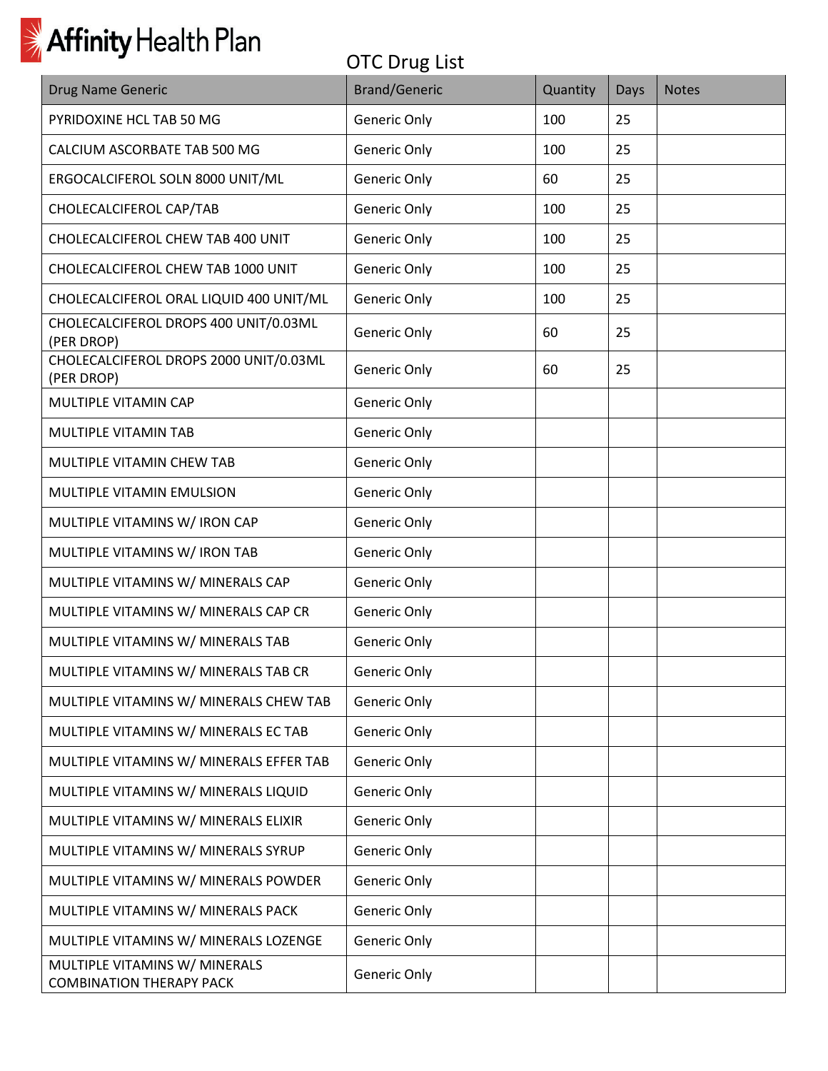Affinity Health Plan

OTC Drug List

| Drug Name Generic | Brand/Generic | Quantity | Days | Notes |
|---|---|---|---|---|
| PYRIDOXINE HCL TAB 50 MG | Generic Only | 100 | 25 | |
| CALCIUM ASCORBATE TAB 500 MG | Generic Only | 100 | 25 | |
| ERGOCALCIFEROL SOLN 8000 UNIT/ML | Generic Only | 60 | 25 | |
| CHOLECALCIFEROL CAP/TAB | Generic Only | 100 | 25 | |
| CHOLECALCIFEROL CHEW TAB 400 UNIT | Generic Only | 100 | 25 | |
| CHOLECALCIFEROL CHEW TAB 1000 UNIT | Generic Only | 100 | 25 | |
| CHOLECALCIFEROL ORAL LIQUID 400 UNIT/ML | Generic Only | 100 | 25 | |
| CHOLECALCIFEROL DROPS 400 UNIT/0.03ML (PER DROP) | Generic Only | 60 | 25 | |
| CHOLECALCIFEROL DROPS 2000 UNIT/0.03ML (PER DROP) | Generic Only | 60 | 25 | |
| MULTIPLE VITAMIN CAP | Generic Only | | | |
| MULTIPLE VITAMIN TAB | Generic Only | | | |
| MULTIPLE VITAMIN CHEW TAB | Generic Only | | | |
| MULTIPLE VITAMIN EMULSION | Generic Only | | | |
| MULTIPLE VITAMINS W/ IRON CAP | Generic Only | | | |
| MULTIPLE VITAMINS W/ IRON TAB | Generic Only | | | |
| MULTIPLE VITAMINS W/ MINERALS CAP | Generic Only | | | |
| MULTIPLE VITAMINS W/ MINERALS CAP CR | Generic Only | | | |
| MULTIPLE VITAMINS W/ MINERALS TAB | Generic Only | | | |
| MULTIPLE VITAMINS W/ MINERALS TAB CR | Generic Only | | | |
| MULTIPLE VITAMINS W/ MINERALS CHEW TAB | Generic Only | | | |
| MULTIPLE VITAMINS W/ MINERALS EC TAB | Generic Only | | | |
| MULTIPLE VITAMINS W/ MINERALS EFFER TAB | Generic Only | | | |
| MULTIPLE VITAMINS W/ MINERALS LIQUID | Generic Only | | | |
| MULTIPLE VITAMINS W/ MINERALS ELIXIR | Generic Only | | | |
| MULTIPLE VITAMINS W/ MINERALS SYRUP | Generic Only | | | |
| MULTIPLE VITAMINS W/ MINERALS POWDER | Generic Only | | | |
| MULTIPLE VITAMINS W/ MINERALS PACK | Generic Only | | | |
| MULTIPLE VITAMINS W/ MINERALS LOZENGE | Generic Only | | | |
| MULTIPLE VITAMINS W/ MINERALS COMBINATION THERAPY PACK | Generic Only | | | |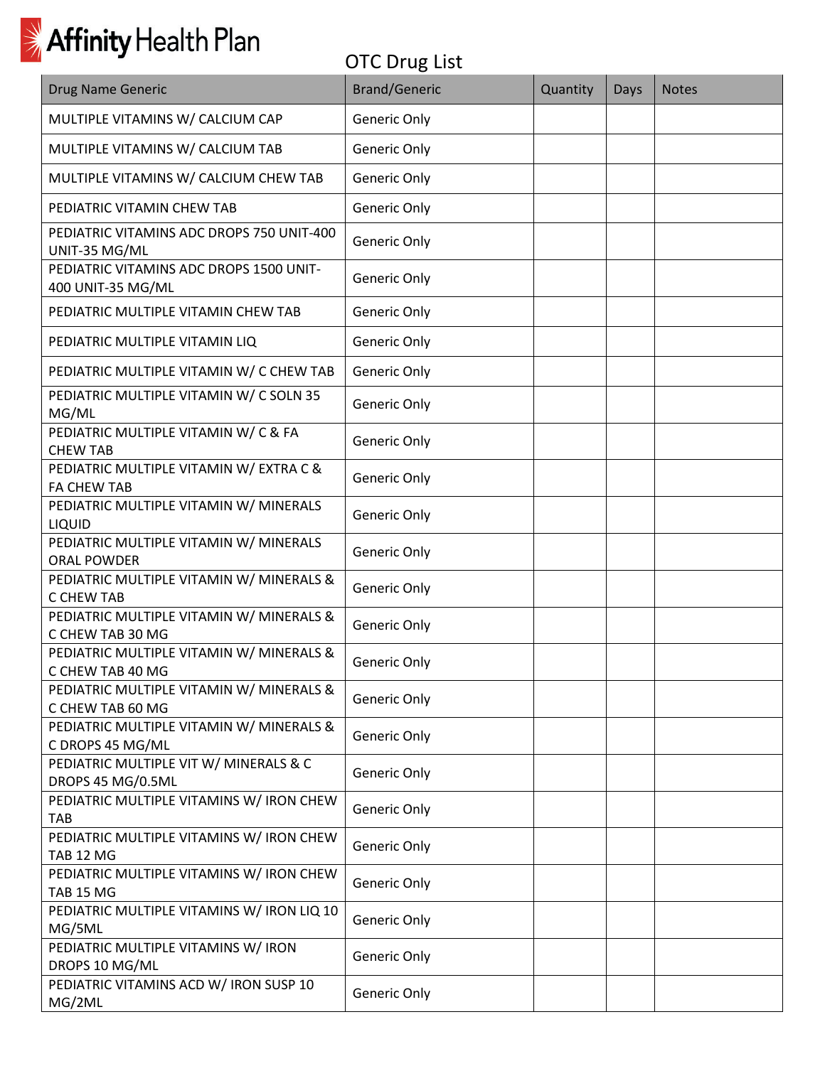Affinity Health Plan

OTC Drug List

| Drug Name Generic | Brand/Generic | Quantity | Days | Notes |
|---|---|---|---|---|
| MULTIPLE VITAMINS W/ CALCIUM CAP | Generic Only | | | |
| MULTIPLE VITAMINS W/ CALCIUM TAB | Generic Only | | | |
| MULTIPLE VITAMINS W/ CALCIUM CHEW TAB | Generic Only | | | |
| PEDIATRIC VITAMIN CHEW TAB | Generic Only | | | |
| PEDIATRIC VITAMINS ADC DROPS 750 UNIT-400 UNIT-35 MG/ML | Generic Only | | | |
| PEDIATRIC VITAMINS ADC DROPS 1500 UNIT-400 UNIT-35 MG/ML | Generic Only | | | |
| PEDIATRIC MULTIPLE VITAMIN CHEW TAB | Generic Only | | | |
| PEDIATRIC MULTIPLE VITAMIN LIQ | Generic Only | | | |
| PEDIATRIC MULTIPLE VITAMIN W/ C CHEW TAB | Generic Only | | | |
| PEDIATRIC MULTIPLE VITAMIN W/ C SOLN 35 MG/ML | Generic Only | | | |
| PEDIATRIC MULTIPLE VITAMIN W/ C & FA CHEW TAB | Generic Only | | | |
| PEDIATRIC MULTIPLE VITAMIN W/ EXTRA C & FA CHEW TAB | Generic Only | | | |
| PEDIATRIC MULTIPLE VITAMIN W/ MINERALS LIQUID | Generic Only | | | |
| PEDIATRIC MULTIPLE VITAMIN W/ MINERALS ORAL POWDER | Generic Only | | | |
| PEDIATRIC MULTIPLE VITAMIN W/ MINERALS & C CHEW TAB | Generic Only | | | |
| PEDIATRIC MULTIPLE VITAMIN W/ MINERALS & C CHEW TAB 30 MG | Generic Only | | | |
| PEDIATRIC MULTIPLE VITAMIN W/ MINERALS & C CHEW TAB 40 MG | Generic Only | | | |
| PEDIATRIC MULTIPLE VITAMIN W/ MINERALS & C CHEW TAB 60 MG | Generic Only | | | |
| PEDIATRIC MULTIPLE VITAMIN W/ MINERALS & C DROPS 45 MG/ML | Generic Only | | | |
| PEDIATRIC MULTIPLE VIT W/ MINERALS & C DROPS 45 MG/0.5ML | Generic Only | | | |
| PEDIATRIC MULTIPLE VITAMINS W/ IRON CHEW TAB | Generic Only | | | |
| PEDIATRIC MULTIPLE VITAMINS W/ IRON CHEW TAB 12 MG | Generic Only | | | |
| PEDIATRIC MULTIPLE VITAMINS W/ IRON CHEW TAB 15 MG | Generic Only | | | |
| PEDIATRIC MULTIPLE VITAMINS W/ IRON LIQ 10 MG/5ML | Generic Only | | | |
| PEDIATRIC MULTIPLE VITAMINS W/ IRON DROPS 10 MG/ML | Generic Only | | | |
| PEDIATRIC VITAMINS ACD W/ IRON SUSP 10 MG/2ML | Generic Only | | | |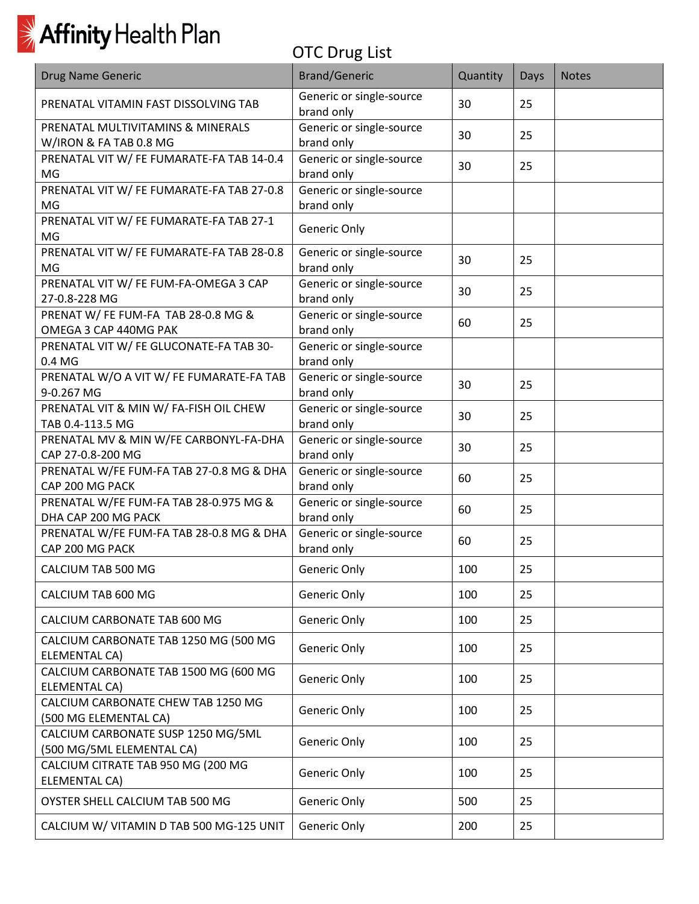# Affinity Health Plan

## OTC Drug List

| Drug Name Generic | Brand/Generic | Quantity | Days | Notes |
|---|---|---|---|---|
| PRENATAL VITAMIN FAST DISSOLVING TAB | Generic or single-source brand only | 30 | 25 | |
| PRENATAL MULTIVITAMINS & MINERALS W/IRON & FA TAB 0.8 MG | Generic or single-source brand only | 30 | 25 | |
| PRENATAL VIT W/ FE FUMARATE-FA TAB 14-0.4 MG | Generic or single-source brand only | 30 | 25 | |
| PRENATAL VIT W/ FE FUMARATE-FA TAB 27-0.8 MG | Generic or single-source brand only | | | |
| PRENATAL VIT W/ FE FUMARATE-FA TAB 27-1 MG | Generic Only | | | |
| PRENATAL VIT W/ FE FUMARATE-FA TAB 28-0.8 MG | Generic or single-source brand only | 30 | 25 | |
| PRENATAL VIT W/ FE FUM-FA-OMEGA 3 CAP 27-0.8-228 MG | Generic or single-source brand only | 30 | 25 | |
| PRENAT W/ FE FUM-FA TAB 28-0.8 MG & OMEGA 3 CAP 440MG PAK | Generic or single-source brand only | 60 | 25 | |
| PRENATAL VIT W/ FE GLUCONATE-FA TAB 30-0.4 MG | Generic or single-source brand only | | | |
| PRENATAL W/O A VIT W/ FE FUMARATE-FA TAB 9-0.267 MG | Generic or single-source brand only | 30 | 25 | |
| PRENATAL VIT & MIN W/ FA-FISH OIL CHEW TAB 0.4-113.5 MG | Generic or single-source brand only | 30 | 25 | |
| PRENATAL MV & MIN W/FE CARBONYL-FA-DHA CAP 27-0.8-200 MG | Generic or single-source brand only | 30 | 25 | |
| PRENATAL W/FE FUM-FA TAB 27-0.8 MG & DHA CAP 200 MG PACK | Generic or single-source brand only | 60 | 25 | |
| PRENATAL W/FE FUM-FA TAB 28-0.975 MG & DHA CAP 200 MG PACK | Generic or single-source brand only | 60 | 25 | |
| PRENATAL W/FE FUM-FA TAB 28-0.8 MG & DHA CAP 200 MG PACK | Generic or single-source brand only | 60 | 25 | |
| CALCIUM TAB 500 MG | Generic Only | 100 | 25 | |
| CALCIUM TAB 600 MG | Generic Only | 100 | 25 | |
| CALCIUM CARBONATE TAB 600 MG | Generic Only | 100 | 25 | |
| CALCIUM CARBONATE TAB 1250 MG (500 MG ELEMENTAL CA) | Generic Only | 100 | 25 | |
| CALCIUM CARBONATE TAB 1500 MG (600 MG ELEMENTAL CA) | Generic Only | 100 | 25 | |
| CALCIUM CARBONATE CHEW TAB 1250 MG (500 MG ELEMENTAL CA) | Generic Only | 100 | 25 | |
| CALCIUM CARBONATE SUSP 1250 MG/5ML (500 MG/5ML ELEMENTAL CA) | Generic Only | 100 | 25 | |
| CALCIUM CITRATE TAB 950 MG (200 MG ELEMENTAL CA) | Generic Only | 100 | 25 | |
| OYSTER SHELL CALCIUM TAB 500 MG | Generic Only | 500 | 25 | |
| CALCIUM W/ VITAMIN D TAB 500 MG-125 UNIT | Generic Only | 200 | 25 | |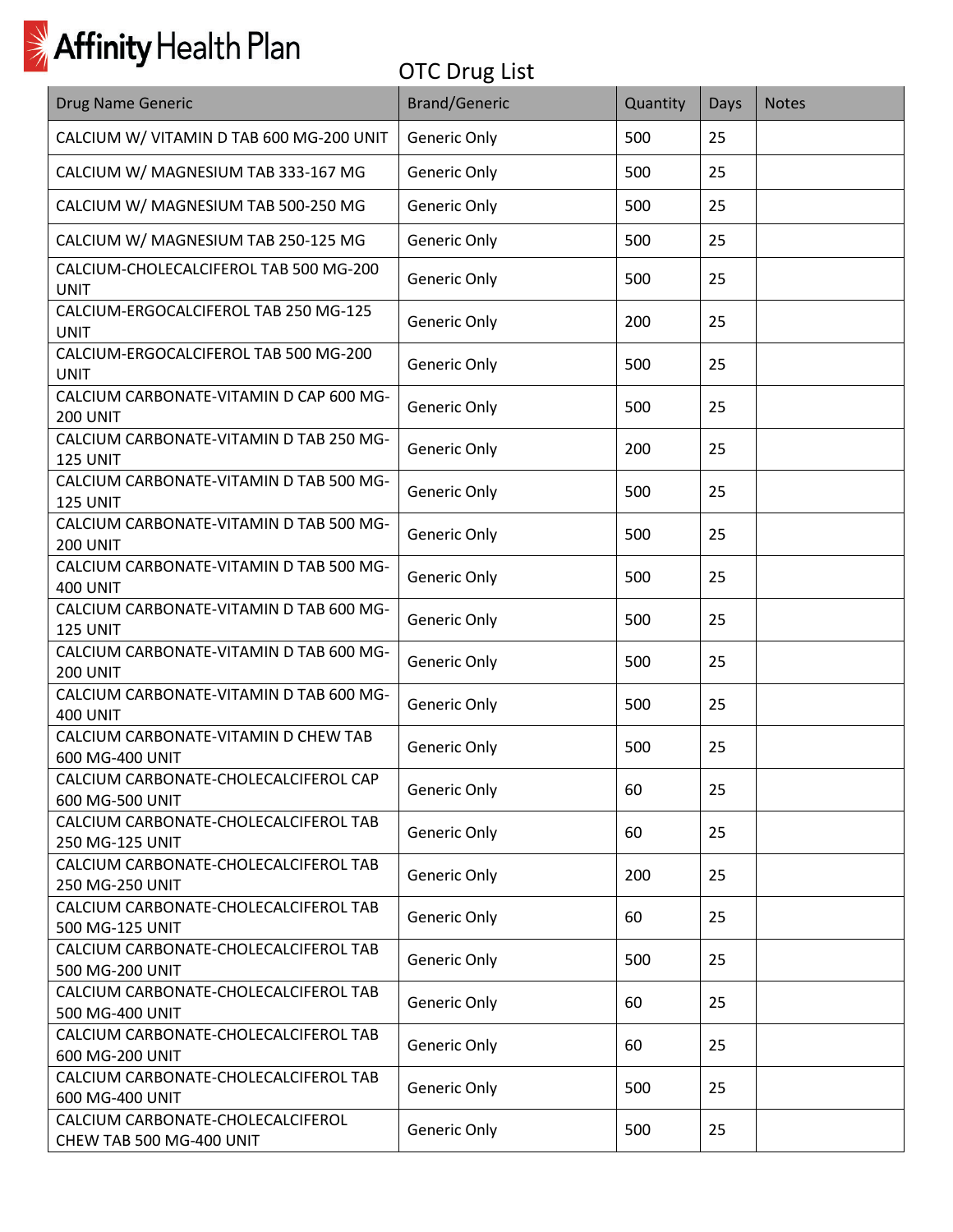Affinity Health Plan

OTC Drug List

| Drug Name Generic | Brand/Generic | Quantity | Days | Notes |
|---|---|---|---|---|
| CALCIUM W/ VITAMIN D TAB 600 MG-200 UNIT | Generic Only | 500 | 25 | |
| CALCIUM W/ MAGNESIUM TAB 333-167 MG | Generic Only | 500 | 25 | |
| CALCIUM W/ MAGNESIUM TAB 500-250 MG | Generic Only | 500 | 25 | |
| CALCIUM W/ MAGNESIUM TAB 250-125 MG | Generic Only | 500 | 25 | |
| CALCIUM-CHOLECALCIFEROL TAB 500 MG-200 UNIT | Generic Only | 500 | 25 | |
| CALCIUM-ERGOCALCIFEROL TAB 250 MG-125 UNIT | Generic Only | 200 | 25 | |
| CALCIUM-ERGOCALCIFEROL TAB 500 MG-200 UNIT | Generic Only | 500 | 25 | |
| CALCIUM CARBONATE-VITAMIN D CAP 600 MG-200 UNIT | Generic Only | 500 | 25 | |
| CALCIUM CARBONATE-VITAMIN D TAB 250 MG-125 UNIT | Generic Only | 200 | 25 | |
| CALCIUM CARBONATE-VITAMIN D TAB 500 MG-125 UNIT | Generic Only | 500 | 25 | |
| CALCIUM CARBONATE-VITAMIN D TAB 500 MG-200 UNIT | Generic Only | 500 | 25 | |
| CALCIUM CARBONATE-VITAMIN D TAB 500 MG-400 UNIT | Generic Only | 500 | 25 | |
| CALCIUM CARBONATE-VITAMIN D TAB 600 MG-125 UNIT | Generic Only | 500 | 25 | |
| CALCIUM CARBONATE-VITAMIN D TAB 600 MG-200 UNIT | Generic Only | 500 | 25 | |
| CALCIUM CARBONATE-VITAMIN D TAB 600 MG-400 UNIT | Generic Only | 500 | 25 | |
| CALCIUM CARBONATE-VITAMIN D CHEW TAB 600 MG-400 UNIT | Generic Only | 500 | 25 | |
| CALCIUM CARBONATE-CHOLECALCIFEROL CAP 600 MG-500 UNIT | Generic Only | 60 | 25 | |
| CALCIUM CARBONATE-CHOLECALCIFEROL TAB 250 MG-125 UNIT | Generic Only | 60 | 25 | |
| CALCIUM CARBONATE-CHOLECALCIFEROL TAB 250 MG-250 UNIT | Generic Only | 200 | 25 | |
| CALCIUM CARBONATE-CHOLECALCIFEROL TAB 500 MG-125 UNIT | Generic Only | 60 | 25 | |
| CALCIUM CARBONATE-CHOLECALCIFEROL TAB 500 MG-200 UNIT | Generic Only | 500 | 25 | |
| CALCIUM CARBONATE-CHOLECALCIFEROL TAB 500 MG-400 UNIT | Generic Only | 60 | 25 | |
| CALCIUM CARBONATE-CHOLECALCIFEROL TAB 600 MG-200 UNIT | Generic Only | 60 | 25 | |
| CALCIUM CARBONATE-CHOLECALCIFEROL TAB 600 MG-400 UNIT | Generic Only | 500 | 25 | |
| CALCIUM CARBONATE-CHOLECALCIFEROL CHEW TAB 500 MG-400 UNIT | Generic Only | 500 | 25 | |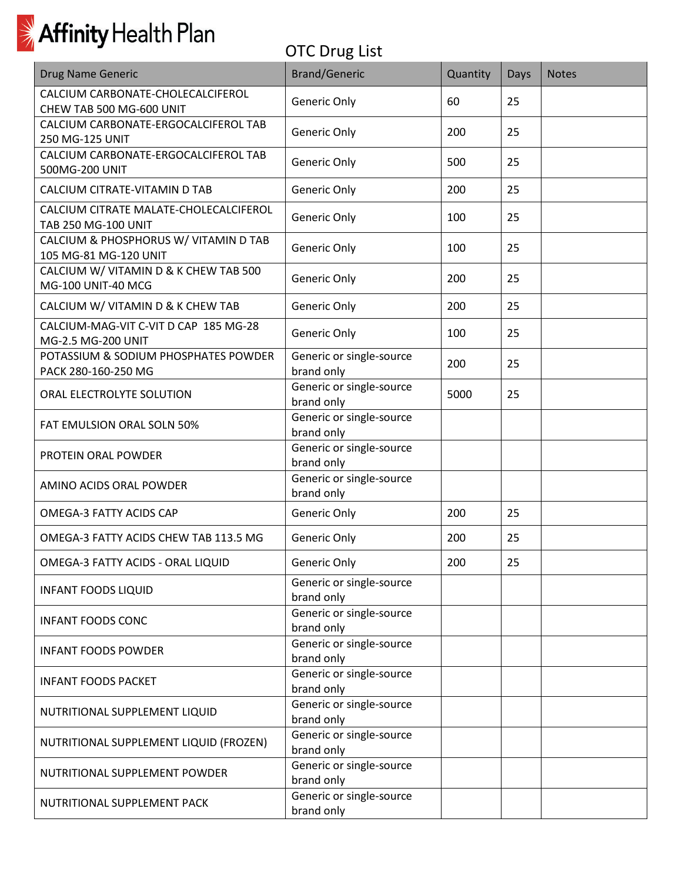Affinity Health Plan

## OTC Drug List

| Drug Name Generic | Brand/Generic | Quantity | Days | Notes |
|---|---|---|---|---|
| CALCIUM CARBONATE-CHOLECALCIFEROL CHEW TAB 500 MG-600 UNIT | Generic Only | 60 | 25 | |
| CALCIUM CARBONATE-ERGOCALCIFEROL TAB 250 MG-125 UNIT | Generic Only | 200 | 25 | |
| CALCIUM CARBONATE-ERGOCALCIFEROL TAB 500MG-200 UNIT | Generic Only | 500 | 25 | |
| CALCIUM CITRATE-VITAMIN D TAB | Generic Only | 200 | 25 | |
| CALCIUM CITRATE MALATE-CHOLECALCIFEROL TAB 250 MG-100 UNIT | Generic Only | 100 | 25 | |
| CALCIUM & PHOSPHORUS W/ VITAMIN D TAB 105 MG-81 MG-120 UNIT | Generic Only | 100 | 25 | |
| CALCIUM W/ VITAMIN D & K CHEW TAB 500 MG-100 UNIT-40 MCG | Generic Only | 200 | 25 | |
| CALCIUM W/ VITAMIN D & K CHEW TAB | Generic Only | 200 | 25 | |
| CALCIUM-MAG-VIT C-VIT D CAP 185 MG-28 MG-2.5 MG-200 UNIT | Generic Only | 100 | 25 | |
| POTASSIUM & SODIUM PHOSPHATES POWDER PACK 280-160-250 MG | Generic or single-source brand only | 200 | 25 | |
| ORAL ELECTROLYTE SOLUTION | Generic or single-source brand only | 5000 | 25 | |
| FAT EMULSION ORAL SOLN 50% | Generic or single-source brand only | | | |
| PROTEIN ORAL POWDER | Generic or single-source brand only | | | |
| AMINO ACIDS ORAL POWDER | Generic or single-source brand only | | | |
| OMEGA-3 FATTY ACIDS CAP | Generic Only | 200 | 25 | |
| OMEGA-3 FATTY ACIDS CHEW TAB 113.5 MG | Generic Only | 200 | 25 | |
| OMEGA-3 FATTY ACIDS - ORAL LIQUID | Generic Only | 200 | 25 | |
| INFANT FOODS LIQUID | Generic or single-source brand only | | | |
| INFANT FOODS CONC | Generic or single-source brand only | | | |
| INFANT FOODS POWDER | Generic or single-source brand only | | | |
| INFANT FOODS PACKET | Generic or single-source brand only | | | |
| NUTRITIONAL SUPPLEMENT LIQUID | Generic or single-source brand only | | | |
| NUTRITIONAL SUPPLEMENT LIQUID (FROZEN) | Generic or single-source brand only | | | |
| NUTRITIONAL SUPPLEMENT POWDER | Generic or single-source brand only | | | |
| NUTRITIONAL SUPPLEMENT PACK | Generic or single-source brand only | | | |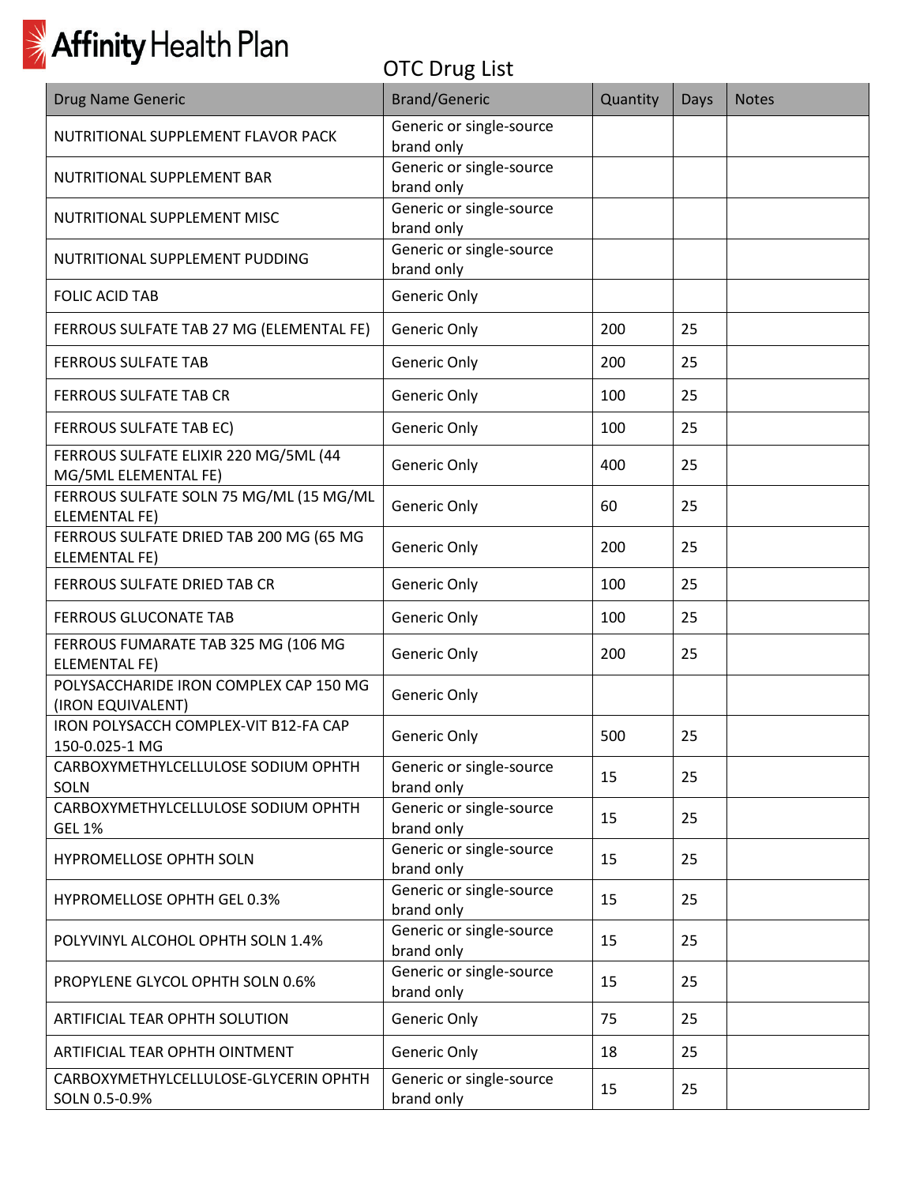# OTC Drug List

| Drug Name Generic | Brand/Generic | Quantity | Days | Notes |
|---|---|---|---|---|
| NUTRITIONAL SUPPLEMENT FLAVOR PACK | Generic or single-source brand only | | | |
| NUTRITIONAL SUPPLEMENT BAR | Generic or single-source brand only | | | |
| NUTRITIONAL SUPPLEMENT MISC | Generic or single-source brand only | | | |
| NUTRITIONAL SUPPLEMENT PUDDING | Generic or single-source brand only | | | |
| FOLIC ACID TAB | Generic Only | | | |
| FERROUS SULFATE TAB 27 MG (ELEMENTAL FE) | Generic Only | 200 | 25 | |
| FERROUS SULFATE TAB | Generic Only | 200 | 25 | |
| FERROUS SULFATE TAB CR | Generic Only | 100 | 25 | |
| FERROUS SULFATE TAB EC) | Generic Only | 100 | 25 | |
| FERROUS SULFATE ELIXIR 220 MG/5ML (44 MG/5ML ELEMENTAL FE) | Generic Only | 400 | 25 | |
| FERROUS SULFATE SOLN 75 MG/ML (15 MG/ML ELEMENTAL FE) | Generic Only | 60 | 25 | |
| FERROUS SULFATE DRIED TAB 200 MG (65 MG ELEMENTAL FE) | Generic Only | 200 | 25 | |
| FERROUS SULFATE DRIED TAB CR | Generic Only | 100 | 25 | |
| FERROUS GLUCONATE TAB | Generic Only | 100 | 25 | |
| FERROUS FUMARATE TAB 325 MG (106 MG ELEMENTAL FE) | Generic Only | 200 | 25 | |
| POLYSACCHARIDE IRON COMPLEX CAP 150 MG (IRON EQUIVALENT) | Generic Only | | | |
| IRON POLYSACCH COMPLEX-VIT B12-FA CAP 150-0.025-1 MG | Generic Only | 500 | 25 | |
| CARBOXYMETHYLCELLULOSE SODIUM OPHTH SOLN | Generic or single-source brand only | 15 | 25 | |
| CARBOXYMETHYLCELLULOSE SODIUM OPHTH GEL 1% | Generic or single-source brand only | 15 | 25 | |
| HYPROMELLOSE OPHTH SOLN | Generic or single-source brand only | 15 | 25 | |
| HYPROMELLOSE OPHTH GEL 0.3% | Generic or single-source brand only | 15 | 25 | |
| POLYVINYL ALCOHOL OPHTH SOLN 1.4% | Generic or single-source brand only | 15 | 25 | |
| PROPYLENE GLYCOL OPHTH SOLN 0.6% | Generic or single-source brand only | 15 | 25 | |
| ARTIFICIAL TEAR OPHTH SOLUTION | Generic Only | 75 | 25 | |
| ARTIFICIAL TEAR OPHTH OINTMENT | Generic Only | 18 | 25 | |
| CARBOXYMETHYLCELLULOSE-GLYCERIN OPHTH SOLN 0.5-0.9% | Generic or single-source brand only | 15 | 25 | |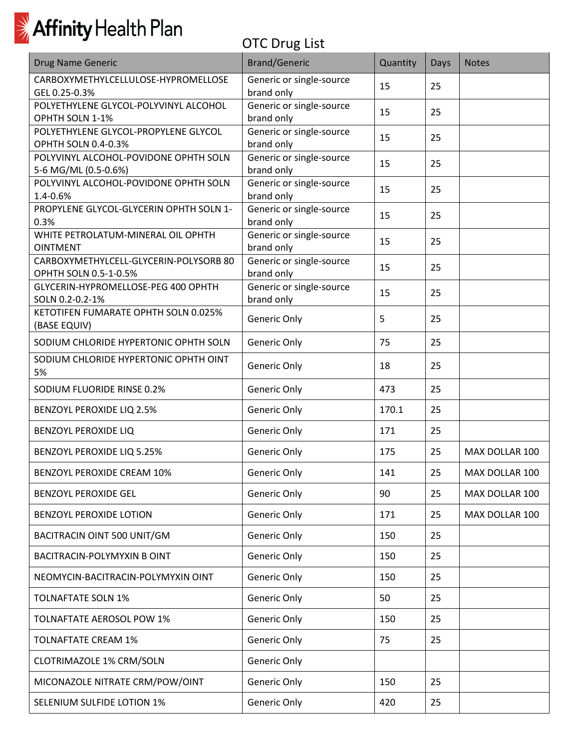Affinity Health Plan

# OTC Drug List

| Drug Name Generic | Brand/Generic | Quantity | Days | Notes |
|---|---|---|---|---|
| CARBOXYMETHYLCELLULOSE-HYPROMELLOSE GEL 0.25-0.3% | Generic or single-source brand only | 15 | 25 | |
| POLYETHYLENE GLYCOL-POLYVINYL ALCOHOL OPHTH SOLN 1-1% | Generic or single-source brand only | 15 | 25 | |
| POLYETHYLENE GLYCOL-PROPYLENE GLYCOL OPHTH SOLN 0.4-0.3% | Generic or single-source brand only | 15 | 25 | |
| POLYVINYL ALCOHOL-POVIDONE OPHTH SOLN 5-6 MG/ML (0.5-0.6%) | Generic or single-source brand only | 15 | 25 | |
| POLYVINYL ALCOHOL-POVIDONE OPHTH SOLN 1.4-0.6% | Generic or single-source brand only | 15 | 25 | |
| PROPYLENE GLYCOL-GLYCERIN OPHTH SOLN 1-0.3% | Generic or single-source brand only | 15 | 25 | |
| WHITE PETROLATUM-MINERAL OIL OPHTH OINTMENT | Generic or single-source brand only | 15 | 25 | |
| CARBOXYMETHYLCELL-GLYCERIN-POLYSORB 80 OPHTH SOLN 0.5-1-0.5% | Generic or single-source brand only | 15 | 25 | |
| GLYCERIN-HYPROMELLOSE-PEG 400 OPHTH SOLN 0.2-0.2-1% | Generic or single-source brand only | 15 | 25 | |
| KETOTIFEN FUMARATE OPHTH SOLN 0.025% (BASE EQUIV) | Generic Only | 5 | 25 | |
| SODIUM CHLORIDE HYPERTONIC OPHTH SOLN | Generic Only | 75 | 25 | |
| SODIUM CHLORIDE HYPERTONIC OPHTH OINT 5% | Generic Only | 18 | 25 | |
| SODIUM FLUORIDE RINSE 0.2% | Generic Only | 473 | 25 | |
| BENZOYL PEROXIDE LIQ 2.5% | Generic Only | 170.1 | 25 | |
| BENZOYL PEROXIDE LIQ | Generic Only | 171 | 25 | |
| BENZOYL PEROXIDE LIQ 5.25% | Generic Only | 175 | 25 | MAX DOLLAR 100 |
| BENZOYL PEROXIDE CREAM 10% | Generic Only | 141 | 25 | MAX DOLLAR 100 |
| BENZOYL PEROXIDE GEL | Generic Only | 90 | 25 | MAX DOLLAR 100 |
| BENZOYL PEROXIDE LOTION | Generic Only | 171 | 25 | MAX DOLLAR 100 |
| BACITRACIN OINT 500 UNIT/GM | Generic Only | 150 | 25 | |
| BACITRACIN-POLYMYXIN B OINT | Generic Only | 150 | 25 | |
| NEOMYCIN-BACITRACIN-POLYMYXIN OINT | Generic Only | 150 | 25 | |
| TOLNAFTATE SOLN 1% | Generic Only | 50 | 25 | |
| TOLNAFTATE AEROSOL POW 1% | Generic Only | 150 | 25 | |
| TOLNAFTATE CREAM 1% | Generic Only | 75 | 25 | |
| CLOTRIMAZOLE 1% CRM/SOLN | Generic Only | | | |
| MICONAZOLE NITRATE CRM/POW/OINT | Generic Only | 150 | 25 | |
| SELENIUM SULFIDE LOTION 1% | Generic Only | 420 | 25 | |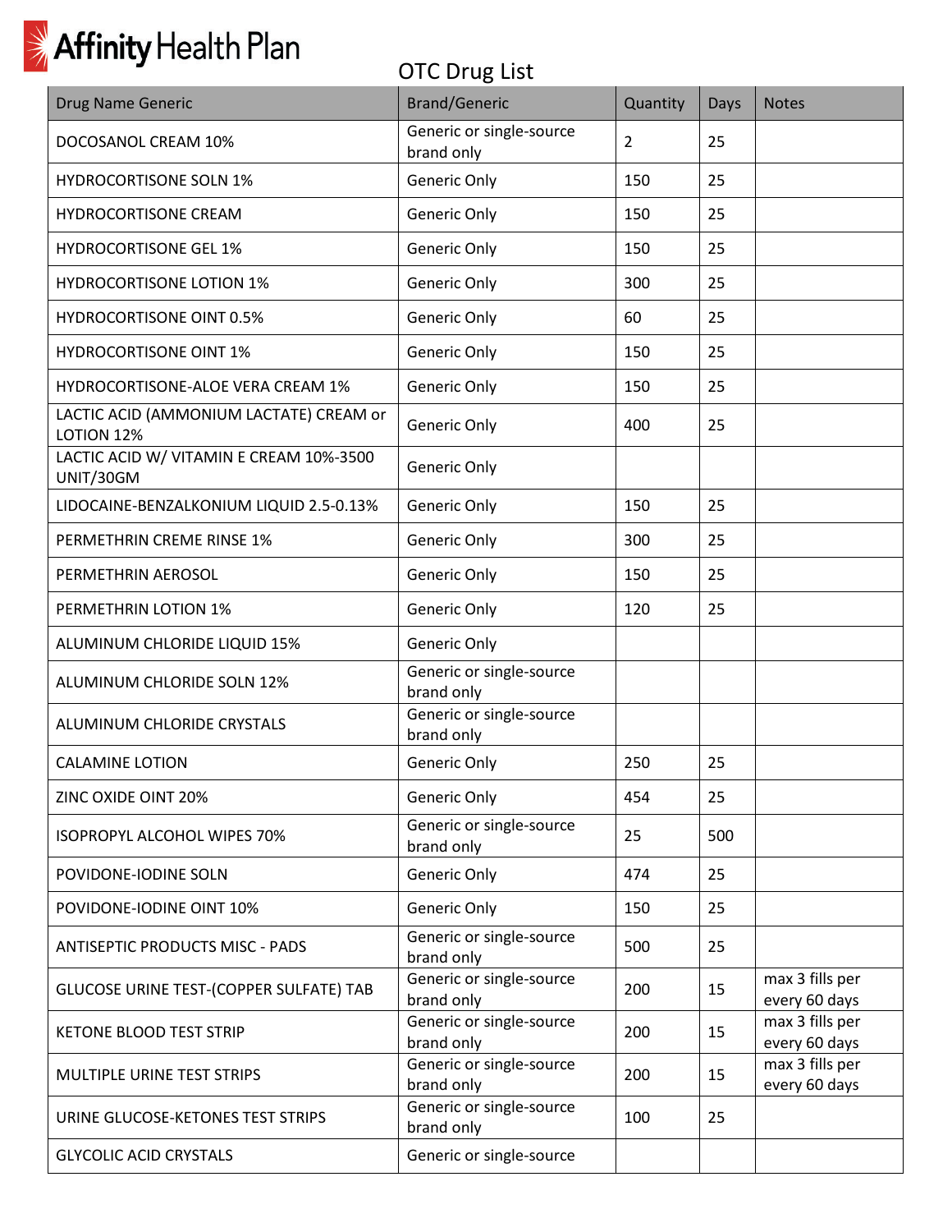Affinity Health Plan

## OTC Drug List

| Drug Name Generic | Brand/Generic | Quantity | Days | Notes |
|---|---|---|---|---|
| DOCOSANOL CREAM 10% | Generic or single-source brand only | 2 | 25 | |
| HYDROCORTISONE SOLN 1% | Generic Only | 150 | 25 | |
| HYDROCORTISONE CREAM | Generic Only | 150 | 25 | |
| HYDROCORTISONE GEL 1% | Generic Only | 150 | 25 | |
| HYDROCORTISONE LOTION 1% | Generic Only | 300 | 25 | |
| HYDROCORTISONE OINT 0.5% | Generic Only | 60 | 25 | |
| HYDROCORTISONE OINT 1% | Generic Only | 150 | 25 | |
| HYDROCORTISONE-ALOE VERA CREAM 1% | Generic Only | 150 | 25 | |
| LACTIC ACID (AMMONIUM LACTATE) CREAM or LOTION 12% | Generic Only | 400 | 25 | |
| LACTIC ACID W/ VITAMIN E CREAM 10%-3500 UNIT/30GM | Generic Only | | | |
| LIDOCAINE-BENZALKONIUM LIQUID 2.5-0.13% | Generic Only | 150 | 25 | |
| PERMETHRIN CREME RINSE 1% | Generic Only | 300 | 25 | |
| PERMETHRIN AEROSOL | Generic Only | 150 | 25 | |
| PERMETHRIN LOTION 1% | Generic Only | 120 | 25 | |
| ALUMINUM CHLORIDE LIQUID 15% | Generic Only | | | |
| ALUMINUM CHLORIDE SOLN 12% | Generic or single-source brand only | | | |
| ALUMINUM CHLORIDE CRYSTALS | Generic or single-source brand only | | | |
| CALAMINE LOTION | Generic Only | 250 | 25 | |
| ZINC OXIDE OINT 20% | Generic Only | 454 | 25 | |
| ISOPROPYL ALCOHOL WIPES 70% | Generic or single-source brand only | 25 | 500 | |
| POVIDONE-IODINE SOLN | Generic Only | 474 | 25 | |
| POVIDONE-IODINE OINT 10% | Generic Only | 150 | 25 | |
| ANTISEPTIC PRODUCTS MISC - PADS | Generic or single-source brand only | 500 | 25 | |
| GLUCOSE URINE TEST-(COPPER SULFATE) TAB | Generic or single-source brand only | 200 | 15 | max 3 fills per every 60 days |
| KETONE BLOOD TEST STRIP | Generic or single-source brand only | 200 | 15 | max 3 fills per every 60 days |
| MULTIPLE URINE TEST STRIPS | Generic or single-source brand only | 200 | 15 | max 3 fills per every 60 days |
| URINE GLUCOSE-KETONES TEST STRIPS | Generic or single-source brand only | 100 | 25 | |
| GLYCOLIC ACID CRYSTALS | Generic or single-source | | | |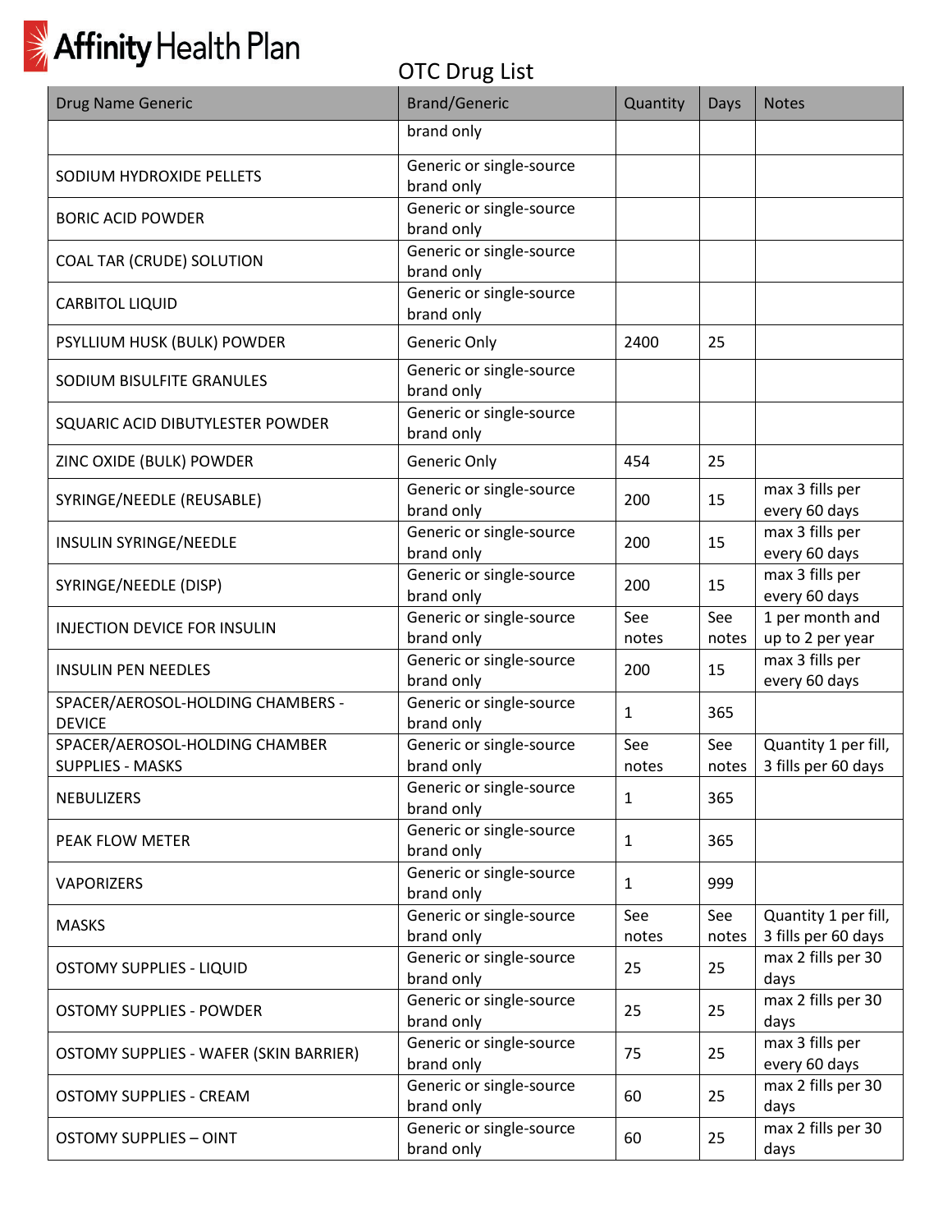# Affinity Health Plan

## OTC Drug List

| Drug Name Generic | Brand/Generic | Quantity | Days | Notes |
|---|---|---|---|---|
| | brand only | | | |
| SODIUM HYDROXIDE PELLETS | Generic or single-source brand only | | | |
| BORIC ACID POWDER | Generic or single-source brand only | | | |
| COAL TAR (CRUDE) SOLUTION | Generic or single-source brand only | | | |
| CARBITOL LIQUID | Generic or single-source brand only | | | |
| PSYLLIUM HUSK (BULK) POWDER | Generic Only | 2400 | 25 | |
| SODIUM BISULFITE GRANULES | Generic or single-source brand only | | | |
| SQUARIC ACID DIBUTYLESTER POWDER | Generic or single-source brand only | | | |
| ZINC OXIDE (BULK) POWDER | Generic Only | 454 | 25 | |
| SYRINGE/NEEDLE (REUSABLE) | Generic or single-source brand only | 200 | 15 | max 3 fills per every 60 days |
| INSULIN SYRINGE/NEEDLE | Generic or single-source brand only | 200 | 15 | max 3 fills per every 60 days |
| SYRINGE/NEEDLE (DISP) | Generic or single-source brand only | 200 | 15 | max 3 fills per every 60 days |
| INJECTION DEVICE FOR INSULIN | Generic or single-source brand only | See notes | See notes | 1 per month and up to 2 per year |
| INSULIN PEN NEEDLES | Generic or single-source brand only | 200 | 15 | max 3 fills per every 60 days |
| SPACER/AEROSOL-HOLDING CHAMBERS - DEVICE | Generic or single-source brand only | 1 | 365 | |
| SPACER/AEROSOL-HOLDING CHAMBER SUPPLIES - MASKS | Generic or single-source brand only | See notes | See notes | Quantity 1 per fill, 3 fills per 60 days |
| NEBULIZERS | Generic or single-source brand only | 1 | 365 | |
| PEAK FLOW METER | Generic or single-source brand only | 1 | 365 | |
| VAPORIZERS | Generic or single-source brand only | 1 | 999 | |
| MASKS | Generic or single-source brand only | See notes | See notes | Quantity 1 per fill, 3 fills per 60 days |
| OSTOMY SUPPLIES - LIQUID | Generic or single-source brand only | 25 | 25 | max 2 fills per 30 days |
| OSTOMY SUPPLIES - POWDER | Generic or single-source brand only | 25 | 25 | max 2 fills per 30 days |
| OSTOMY SUPPLIES - WAFER (SKIN BARRIER) | Generic or single-source brand only | 75 | 25 | max 3 fills per every 60 days |
| OSTOMY SUPPLIES - CREAM | Generic or single-source brand only | 60 | 25 | max 2 fills per 30 days |
| OSTOMY SUPPLIES – OINT | Generic or single-source brand only | 60 | 25 | max 2 fills per 30 days |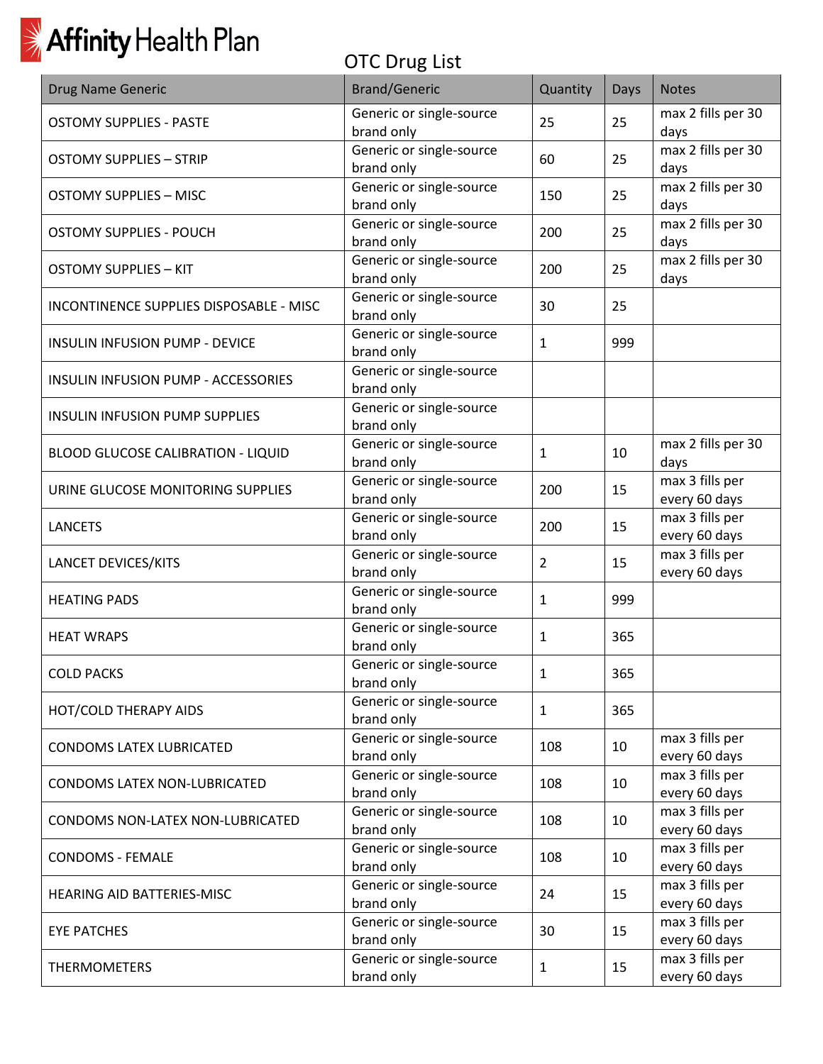Affinity Health Plan

# OTC Drug List

| Drug Name Generic | Brand/Generic | Quantity | Days | Notes |
|---|---|---|---|---|
| OSTOMY SUPPLIES - PASTE | Generic or single-source brand only | 25 | 25 | max 2 fills per 30 days |
| OSTOMY SUPPLIES – STRIP | Generic or single-source brand only | 60 | 25 | max 2 fills per 30 days |
| OSTOMY SUPPLIES – MISC | Generic or single-source brand only | 150 | 25 | max 2 fills per 30 days |
| OSTOMY SUPPLIES - POUCH | Generic or single-source brand only | 200 | 25 | max 2 fills per 30 days |
| OSTOMY SUPPLIES – KIT | Generic or single-source brand only | 200 | 25 | max 2 fills per 30 days |
| INCONTINENCE SUPPLIES DISPOSABLE - MISC | Generic or single-source brand only | 30 | 25 | |
| INSULIN INFUSION PUMP - DEVICE | Generic or single-source brand only | 1 | 999 | |
| INSULIN INFUSION PUMP - ACCESSORIES | Generic or single-source brand only | | | |
| INSULIN INFUSION PUMP SUPPLIES | Generic or single-source brand only | | | |
| BLOOD GLUCOSE CALIBRATION - LIQUID | Generic or single-source brand only | 1 | 10 | max 2 fills per 30 days |
| URINE GLUCOSE MONITORING SUPPLIES | Generic or single-source brand only | 200 | 15 | max 3 fills per every 60 days |
| LANCETS | Generic or single-source brand only | 200 | 15 | max 3 fills per every 60 days |
| LANCET DEVICES/KITS | Generic or single-source brand only | 2 | 15 | max 3 fills per every 60 days |
| HEATING PADS | Generic or single-source brand only | 1 | 999 | |
| HEAT WRAPS | Generic or single-source brand only | 1 | 365 | |
| COLD PACKS | Generic or single-source brand only | 1 | 365 | |
| HOT/COLD THERAPY AIDS | Generic or single-source brand only | 1 | 365 | |
| CONDOMS LATEX LUBRICATED | Generic or single-source brand only | 108 | 10 | max 3 fills per every 60 days |
| CONDOMS LATEX NON-LUBRICATED | Generic or single-source brand only | 108 | 10 | max 3 fills per every 60 days |
| CONDOMS NON-LATEX NON-LUBRICATED | Generic or single-source brand only | 108 | 10 | max 3 fills per every 60 days |
| CONDOMS - FEMALE | Generic or single-source brand only | 108 | 10 | max 3 fills per every 60 days |
| HEARING AID BATTERIES-MISC | Generic or single-source brand only | 24 | 15 | max 3 fills per every 60 days |
| EYE PATCHES | Generic or single-source brand only | 30 | 15 | max 3 fills per every 60 days |
| THERMOMETERS | Generic or single-source brand only | 1 | 15 | max 3 fills per every 60 days |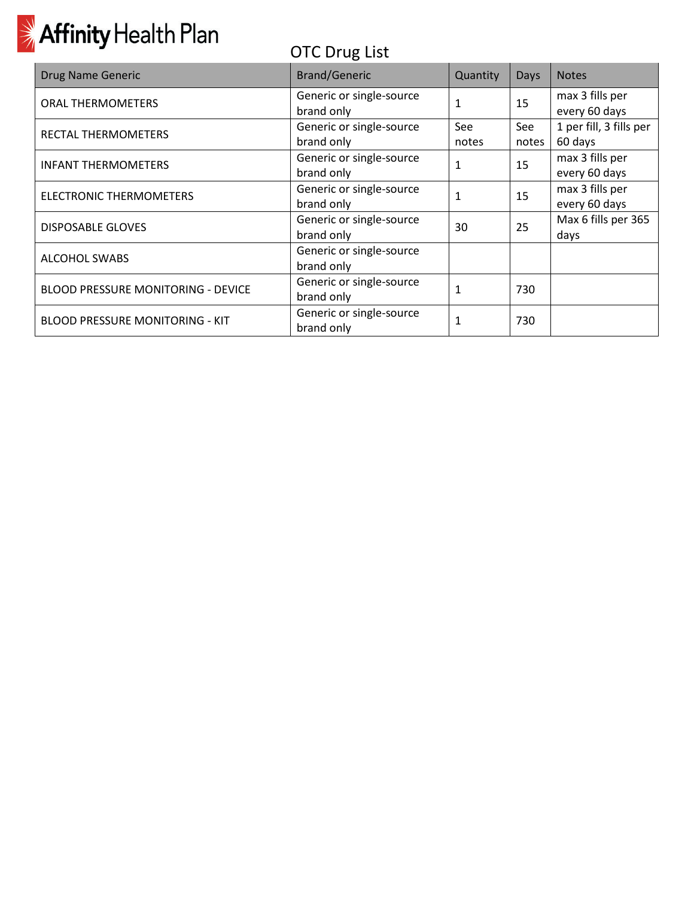Affinity Health Plan

OTC Drug List

| Drug Name Generic | Brand/Generic | Quantity | Days | Notes |
|---|---|---|---|---|
| ORAL THERMOMETERS | Generic or single-source brand only | 1 | 15 | max 3 fills per every 60 days |
| RECTAL THERMOMETERS | Generic or single-source brand only | See notes | See notes | 1 per fill, 3 fills per 60 days |
| INFANT THERMOMETERS | Generic or single-source brand only | 1 | 15 | max 3 fills per every 60 days |
| ELECTRONIC THERMOMETERS | Generic or single-source brand only | 1 | 15 | max 3 fills per every 60 days |
| DISPOSABLE GLOVES | Generic or single-source brand only | 30 | 25 | Max 6 fills per 365 days |
| ALCOHOL SWABS | Generic or single-source brand only | | | |
| BLOOD PRESSURE MONITORING - DEVICE | Generic or single-source brand only | 1 | 730 | |
| BLOOD PRESSURE MONITORING - KIT | Generic or single-source brand only | 1 | 730 | |